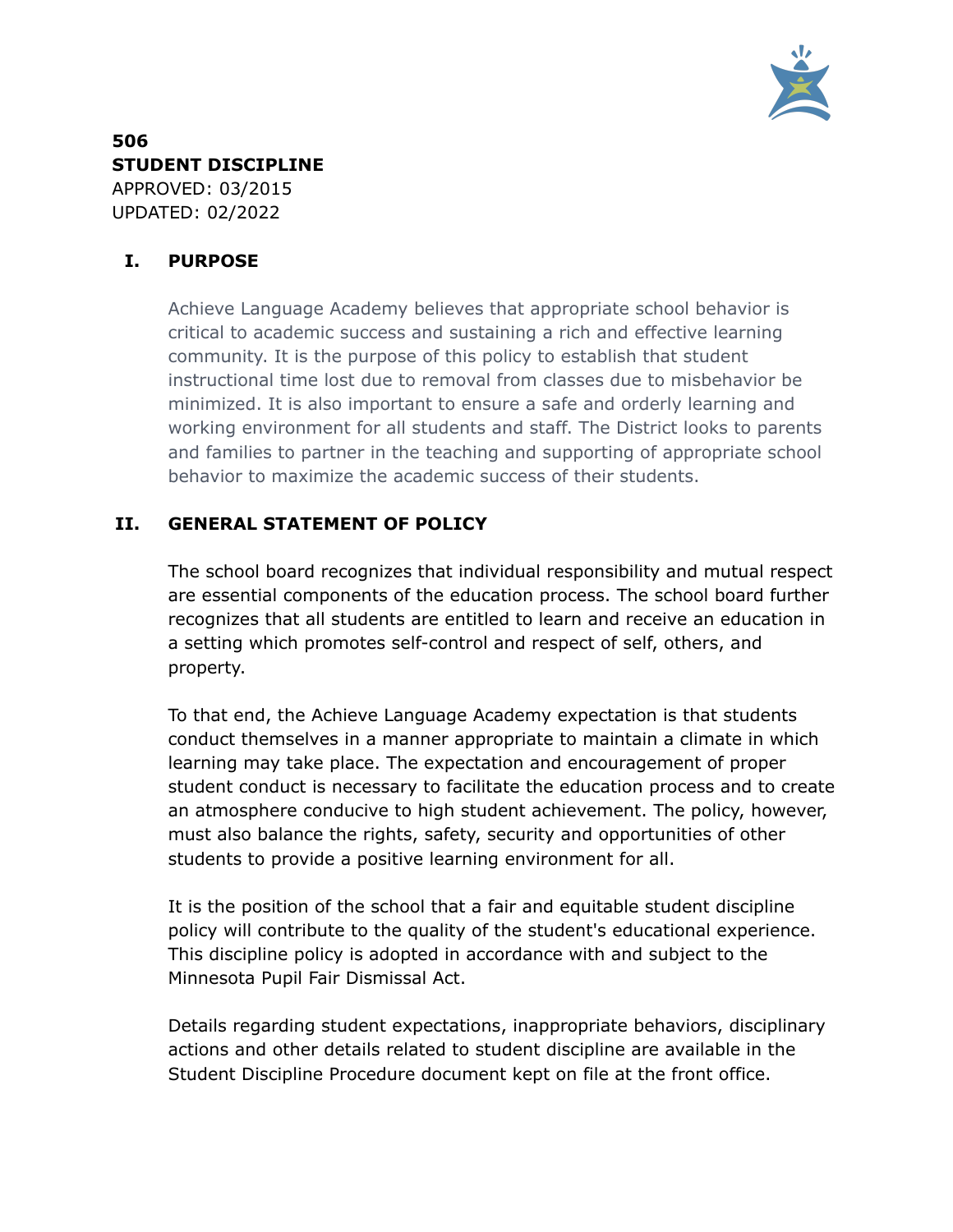**506**
**STUDENT DISCIPLINE**
APPROVED: 03/2015
UPDATED: 02/2022

## I. PURPOSE

Achieve Language Academy believes that appropriate school behavior is critical to academic success and sustaining a rich and effective learning community. It is the purpose of this policy to establish that student instructional time lost due to removal from classes due to misbehavior be minimized. It is also important to ensure a safe and orderly learning and working environment for all students and staff. The District looks to parents and families to partner in the teaching and supporting of appropriate school behavior to maximize the academic success of their students.

## II. GENERAL STATEMENT OF POLICY

The school board recognizes that individual responsibility and mutual respect are essential components of the education process. The school board further recognizes that all students are entitled to learn and receive an education in a setting which promotes self-control and respect of self, others, and property.

To that end, the Achieve Language Academy expectation is that students conduct themselves in a manner appropriate to maintain a climate in which learning may take place. The expectation and encouragement of proper student conduct is necessary to facilitate the education process and to create an atmosphere conducive to high student achievement. The policy, however, must also balance the rights, safety, security and opportunities of other students to provide a positive learning environment for all.

It is the position of the school that a fair and equitable student discipline policy will contribute to the quality of the student's educational experience. This discipline policy is adopted in accordance with and subject to the Minnesota Pupil Fair Dismissal Act.

Details regarding student expectations, inappropriate behaviors, disciplinary actions and other details related to student discipline are available in the Student Discipline Procedure document kept on file at the front office.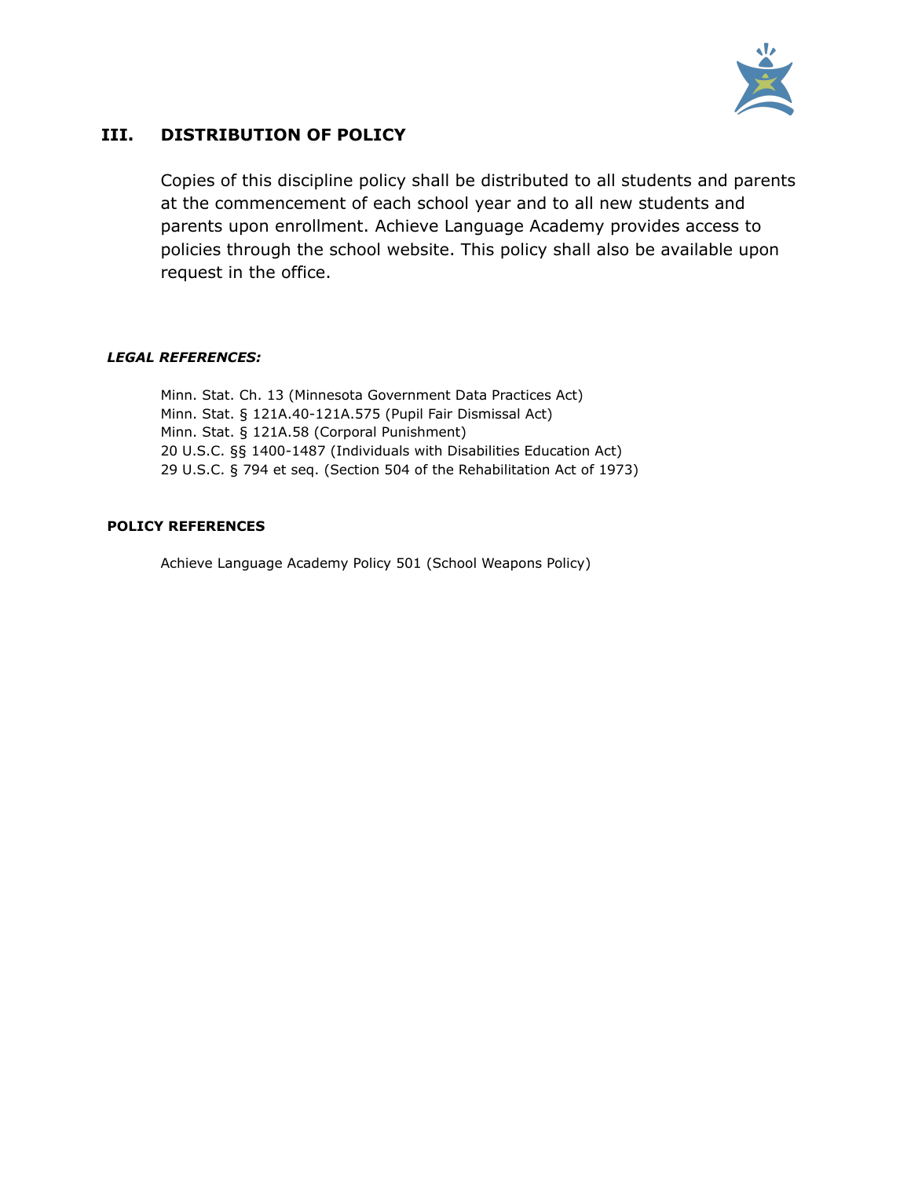## III. DISTRIBUTION OF POLICY

Copies of this discipline policy shall be distributed to all students and parents at the commencement of each school year and to all new students and parents upon enrollment. Achieve Language Academy provides access to policies through the school website. This policy shall also be available upon request in the office.

***LEGAL REFERENCES:***

Minn. Stat. Ch. 13 (Minnesota Government Data Practices Act)
Minn. Stat. § 121A.40-121A.575 (Pupil Fair Dismissal Act)
Minn. Stat. § 121A.58 (Corporal Punishment)
20 U.S.C. §§ 1400-1487 (Individuals with Disabilities Education Act)
29 U.S.C. § 794 et seq. (Section 504 of the Rehabilitation Act of 1973)

**POLICY REFERENCES**

Achieve Language Academy Policy 501 (School Weapons Policy)